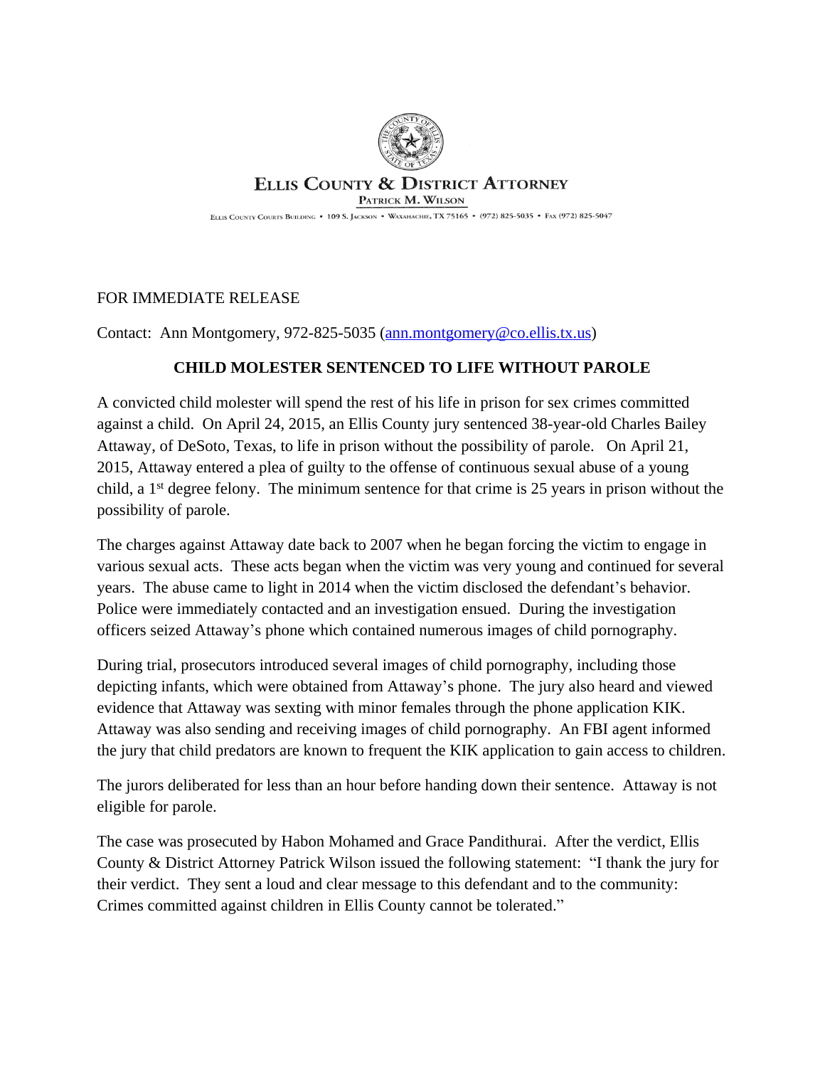# ELLIS COUNTY & DISTRICT ATTORNEY

PATRICK M. WILSON

ELLIS COUNTY COURTS BUILDING • 109 S. JACKSON • WAXAHACHIE, TX 75165 • (972) 825-5035 • FAX (972) 825-5047

FOR IMMEDIATE RELEASE

Contact: Ann Montgomery, 972-825-5035 (ann.montgomery@co.ellis.tx.us)

## CHILD MOLESTER SENTENCED TO LIFE WITHOUT PAROLE

A convicted child molester will spend the rest of his life in prison for sex crimes committed against a child. On April 24, 2015, an Ellis County jury sentenced 38-year-old Charles Bailey Attaway, of DeSoto, Texas, to life in prison without the possibility of parole. On April 21, 2015, Attaway entered a plea of guilty to the offense of continuous sexual abuse of a young child, a 1st degree felony. The minimum sentence for that crime is 25 years in prison without the possibility of parole.

The charges against Attaway date back to 2007 when he began forcing the victim to engage in various sexual acts. These acts began when the victim was very young and continued for several years. The abuse came to light in 2014 when the victim disclosed the defendant's behavior. Police were immediately contacted and an investigation ensued. During the investigation officers seized Attaway's phone which contained numerous images of child pornography.

During trial, prosecutors introduced several images of child pornography, including those depicting infants, which were obtained from Attaway's phone. The jury also heard and viewed evidence that Attaway was sexting with minor females through the phone application KIK. Attaway was also sending and receiving images of child pornography. An FBI agent informed the jury that child predators are known to frequent the KIK application to gain access to children.

The jurors deliberated for less than an hour before handing down their sentence. Attaway is not eligible for parole.

The case was prosecuted by Habon Mohamed and Grace Pandithurai. After the verdict, Ellis County & District Attorney Patrick Wilson issued the following statement: "I thank the jury for their verdict. They sent a loud and clear message to this defendant and to the community: Crimes committed against children in Ellis County cannot be tolerated."